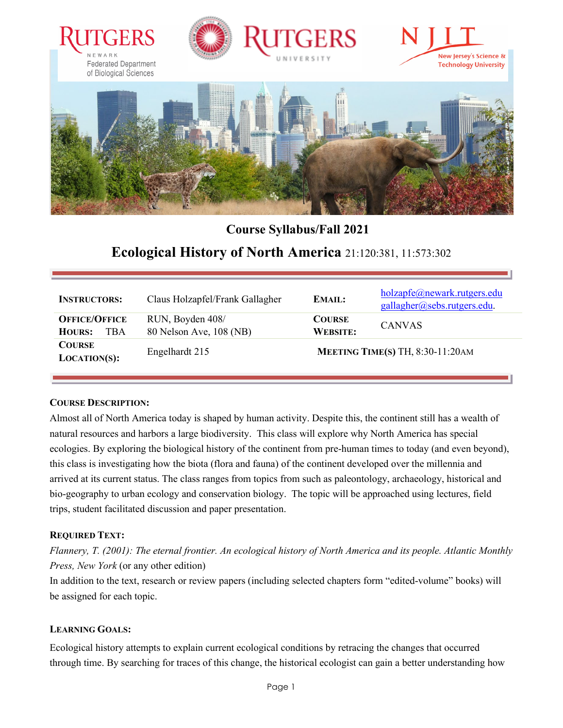Rutgers Newark Federated Department of Biological Sciences | Rutgers University | NJIT New Jersey's Science & Technology University

## Course Syllabus/Fall 2021

# Ecological History of North America 21:120:381, 11:573:302

| | | | |
|---|---|---|---|
| **INSTRUCTORS:** | Claus Holzapfel/Frank Gallagher | **EMAIL:** | holzapfe@newark.rutgers.edu gallagher@sebs.rutgers.edu. |
| **OFFICE/OFFICE HOURS:** TBA | RUN, Boyden 408/ 80 Nelson Ave, 108 (NB) | **COURSE WEBSITE:** | CANVAS |
| **COURSE LOCATION(S):** | Engelhardt 215 | **MEETING TIME(S)** TH, 8:30-11:20AM | |

**COURSE DESCRIPTION:**

Almost all of North America today is shaped by human activity. Despite this, the continent still has a wealth of natural resources and harbors a large biodiversity. This class will explore why North America has special ecologies. By exploring the biological history of the continent from pre-human times to today (and even beyond), this class is investigating how the biota (flora and fauna) of the continent developed over the millennia and arrived at its current status. The class ranges from topics from such as paleontology, archaeology, historical and bio-geography to urban ecology and conservation biology. The topic will be approached using lectures, field trips, student facilitated discussion and paper presentation.

**REQUIRED TEXT:**

*Flannery, T. (2001): The eternal frontier. An ecological history of North America and its people. Atlantic Monthly Press, New York* (or any other edition)

In addition to the text, research or review papers (including selected chapters form "edited-volume" books) will be assigned for each topic.

**LEARNING GOALS:**

Ecological history attempts to explain current ecological conditions by retracing the changes that occurred through time. By searching for traces of this change, the historical ecologist can gain a better understanding how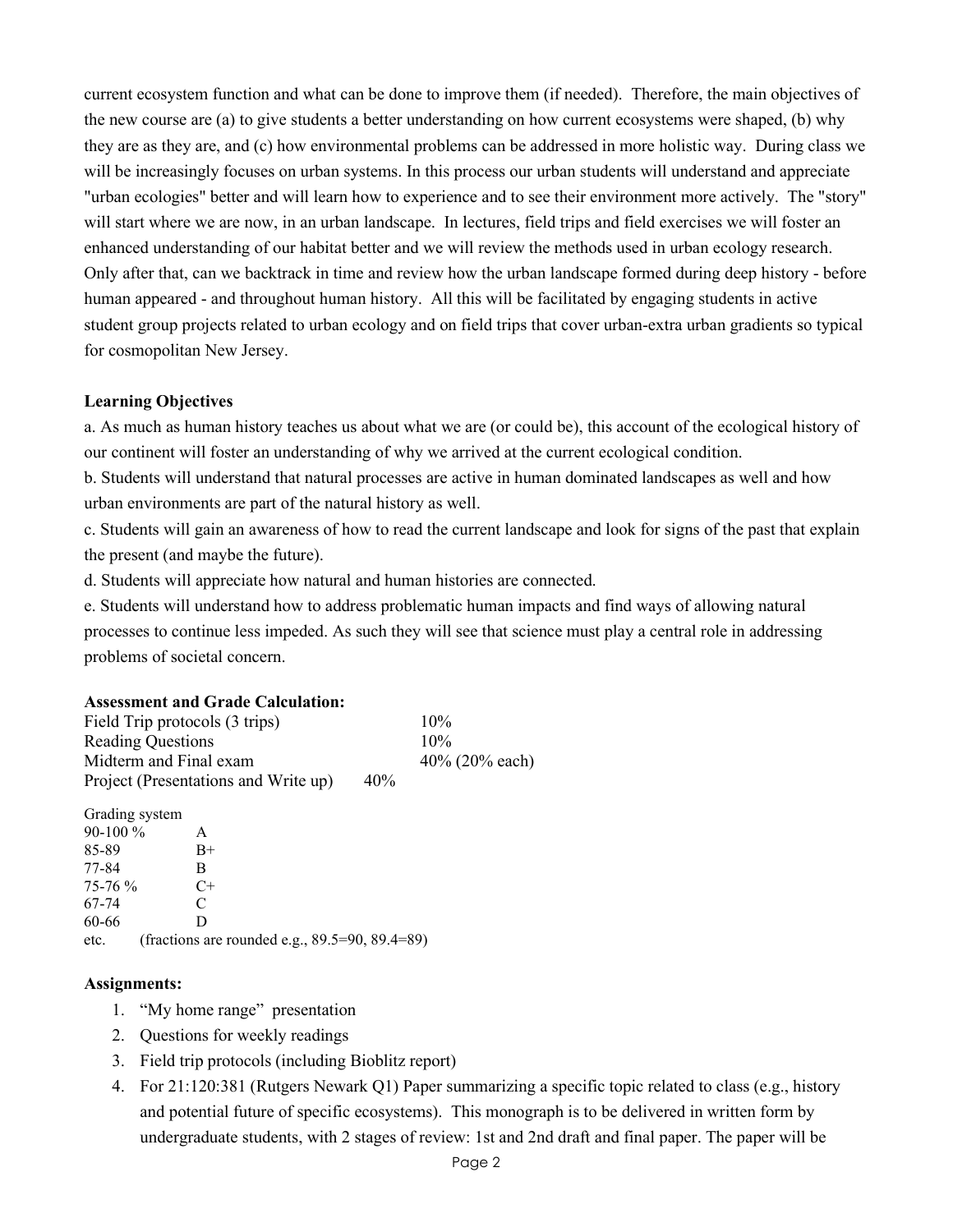current ecosystem function and what can be done to improve them (if needed). Therefore, the main objectives of the new course are (a) to give students a better understanding on how current ecosystems were shaped, (b) why they are as they are, and (c) how environmental problems can be addressed in more holistic way. During class we will be increasingly focuses on urban systems. In this process our urban students will understand and appreciate "urban ecologies" better and will learn how to experience and to see their environment more actively. The "story" will start where we are now, in an urban landscape. In lectures, field trips and field exercises we will foster an enhanced understanding of our habitat better and we will review the methods used in urban ecology research. Only after that, can we backtrack in time and review how the urban landscape formed during deep history - before human appeared - and throughout human history. All this will be facilitated by engaging students in active student group projects related to urban ecology and on field trips that cover urban-extra urban gradients so typical for cosmopolitan New Jersey.

**Learning Objectives**

a. As much as human history teaches us about what we are (or could be), this account of the ecological history of our continent will foster an understanding of why we arrived at the current ecological condition.

b. Students will understand that natural processes are active in human dominated landscapes as well and how urban environments are part of the natural history as well.

c. Students will gain an awareness of how to read the current landscape and look for signs of the past that explain the present (and maybe the future).

d. Students will appreciate how natural and human histories are connected.

e. Students will understand how to address problematic human impacts and find ways of allowing natural processes to continue less impeded. As such they will see that science must play a central role in addressing problems of societal concern.

**Assessment and Grade Calculation:**

| | |
|---|---|
| Field Trip protocols (3 trips) | 10% |
| Reading Questions | 10% |
| Midterm and Final exam | 40% (20% each) |
| Project (Presentations and Write up) | 40% |

Grading system

| | |
|---|---|
| 90-100 % | A |
| 85-89 | B+ |
| 77-84 | B |
| 75-76 % | C+ |
| 67-74 | C |
| 60-66 | D |
| etc. | (fractions are rounded e.g., 89.5=90, 89.4=89) |

**Assignments:**

1. "My home range" presentation
2. Questions for weekly readings
3. Field trip protocols (including Bioblitz report)
4. For 21:120:381 (Rutgers Newark Q1) Paper summarizing a specific topic related to class (e.g., history and potential future of specific ecosystems). This monograph is to be delivered in written form by undergraduate students, with 2 stages of review: 1st and 2nd draft and final paper. The paper will be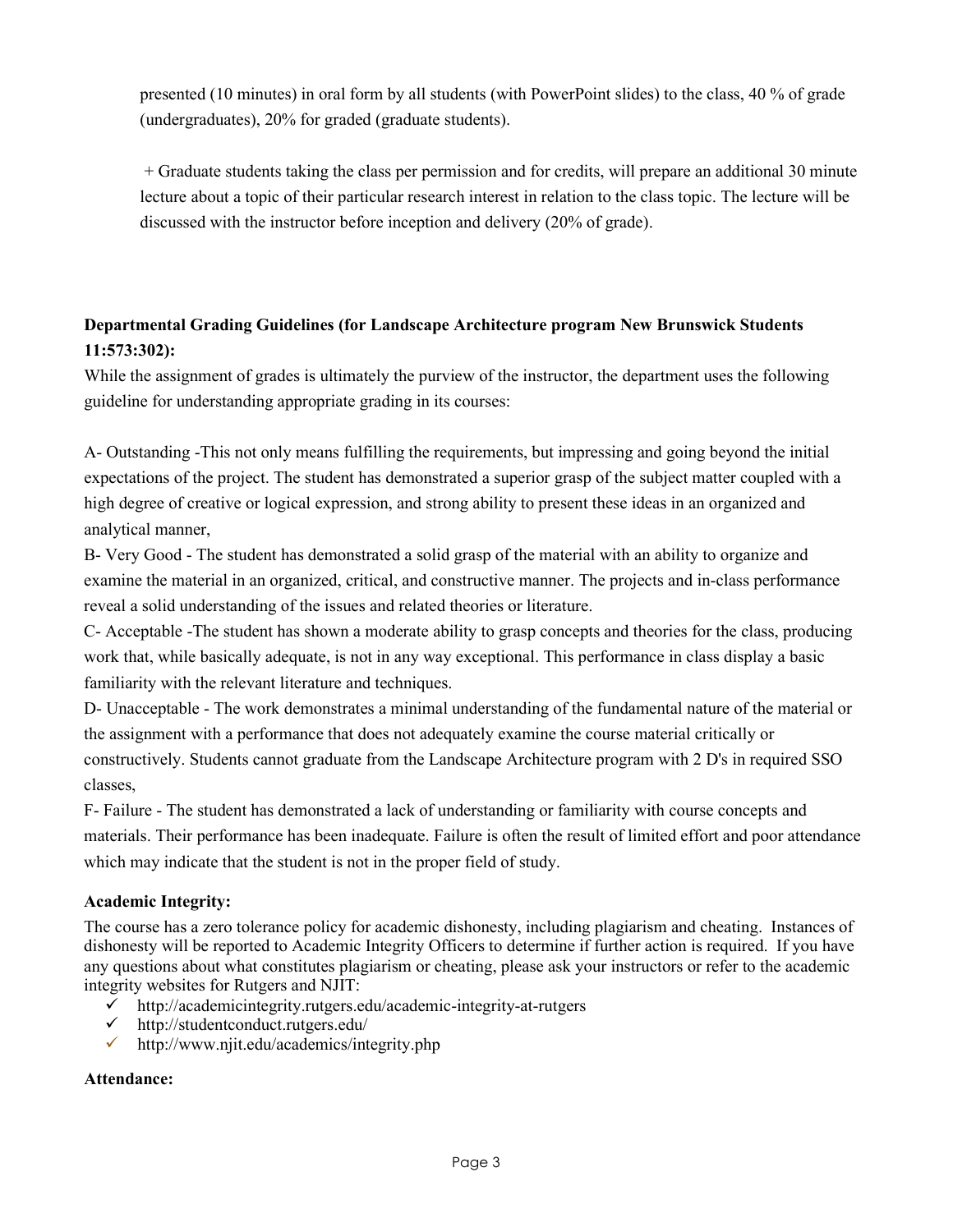presented (10 minutes) in oral form by all students (with PowerPoint slides) to the class, 40 % of grade (undergraduates), 20% for graded (graduate students).

+ Graduate students taking the class per permission and for credits, will prepare an additional 30 minute lecture about a topic of their particular research interest in relation to the class topic. The lecture will be discussed with the instructor before inception and delivery (20% of grade).

**Departmental Grading Guidelines (for Landscape Architecture program New Brunswick Students 11:573:302):**

While the assignment of grades is ultimately the purview of the instructor, the department uses the following guideline for understanding appropriate grading in its courses:

A- Outstanding -This not only means fulfilling the requirements, but impressing and going beyond the initial expectations of the project. The student has demonstrated a superior grasp of the subject matter coupled with a high degree of creative or logical expression, and strong ability to present these ideas in an organized and analytical manner,

B- Very Good - The student has demonstrated a solid grasp of the material with an ability to organize and examine the material in an organized, critical, and constructive manner. The projects and in-class performance reveal a solid understanding of the issues and related theories or literature.

C- Acceptable -The student has shown a moderate ability to grasp concepts and theories for the class, producing work that, while basically adequate, is not in any way exceptional. This performance in class display a basic familiarity with the relevant literature and techniques.

D- Unacceptable - The work demonstrates a minimal understanding of the fundamental nature of the material or the assignment with a performance that does not adequately examine the course material critically or constructively. Students cannot graduate from the Landscape Architecture program with 2 D's in required SSO classes,

F- Failure - The student has demonstrated a lack of understanding or familiarity with course concepts and materials. Their performance has been inadequate. Failure is often the result of limited effort and poor attendance which may indicate that the student is not in the proper field of study.

**Academic Integrity:**

The course has a zero tolerance policy for academic dishonesty, including plagiarism and cheating. Instances of dishonesty will be reported to Academic Integrity Officers to determine if further action is required. If you have any questions about what constitutes plagiarism or cheating, please ask your instructors or refer to the academic integrity websites for Rutgers and NJIT:

- ✓ http://academicintegrity.rutgers.edu/academic-integrity-at-rutgers
- ✓ http://studentconduct.rutgers.edu/
- ✓ http://www.njit.edu/academics/integrity.php

**Attendance:**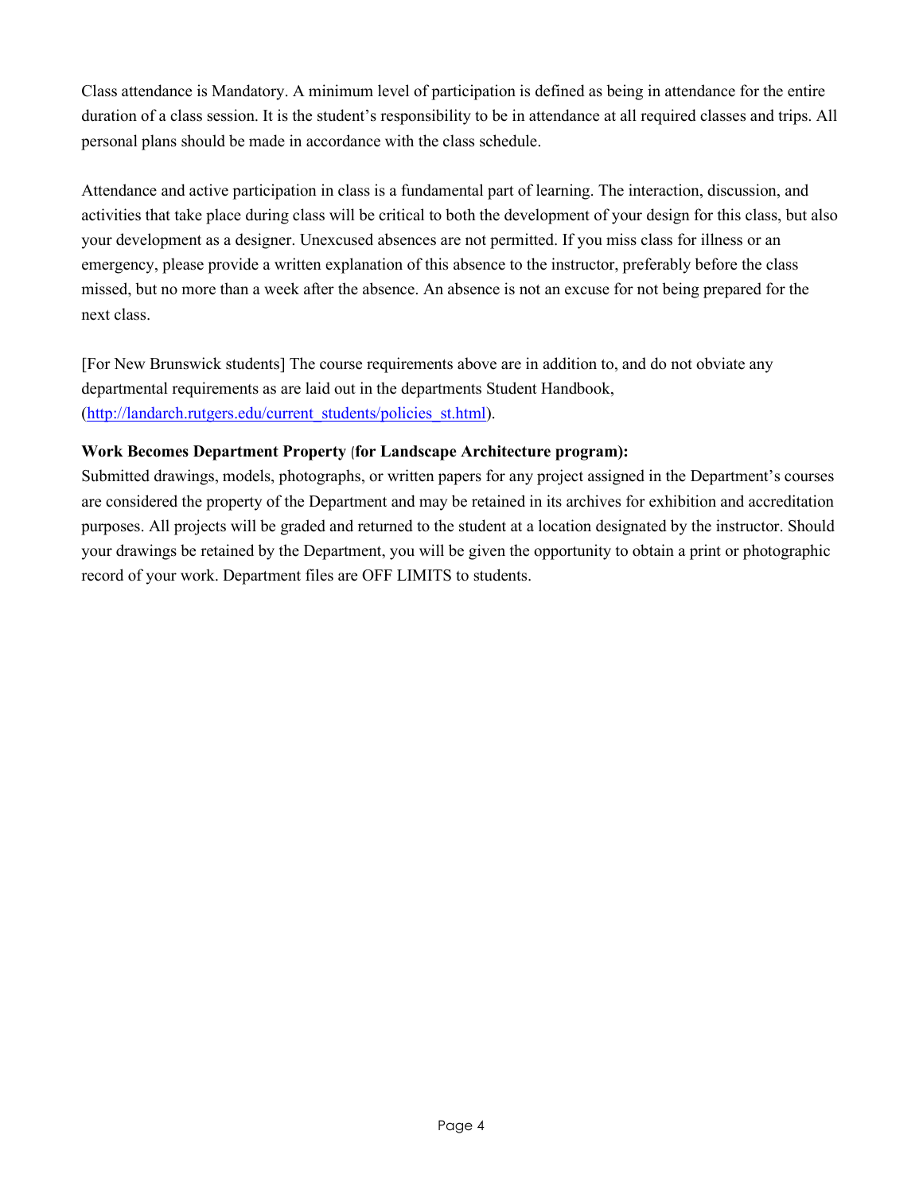Class attendance is Mandatory. A minimum level of participation is defined as being in attendance for the entire duration of a class session. It is the student's responsibility to be in attendance at all required classes and trips. All personal plans should be made in accordance with the class schedule.

Attendance and active participation in class is a fundamental part of learning. The interaction, discussion, and activities that take place during class will be critical to both the development of your design for this class, but also your development as a designer. Unexcused absences are not permitted. If you miss class for illness or an emergency, please provide a written explanation of this absence to the instructor, preferably before the class missed, but no more than a week after the absence. An absence is not an excuse for not being prepared for the next class.

[For New Brunswick students] The course requirements above are in addition to, and do not obviate any departmental requirements as are laid out in the departments Student Handbook, (http://landarch.rutgers.edu/current_students/policies_st.html).

**Work Becomes Department Property (for Landscape Architecture program):**
Submitted drawings, models, photographs, or written papers for any project assigned in the Department's courses are considered the property of the Department and may be retained in its archives for exhibition and accreditation purposes. All projects will be graded and returned to the student at a location designated by the instructor. Should your drawings be retained by the Department, you will be given the opportunity to obtain a print or photographic record of your work. Department files are OFF LIMITS to students.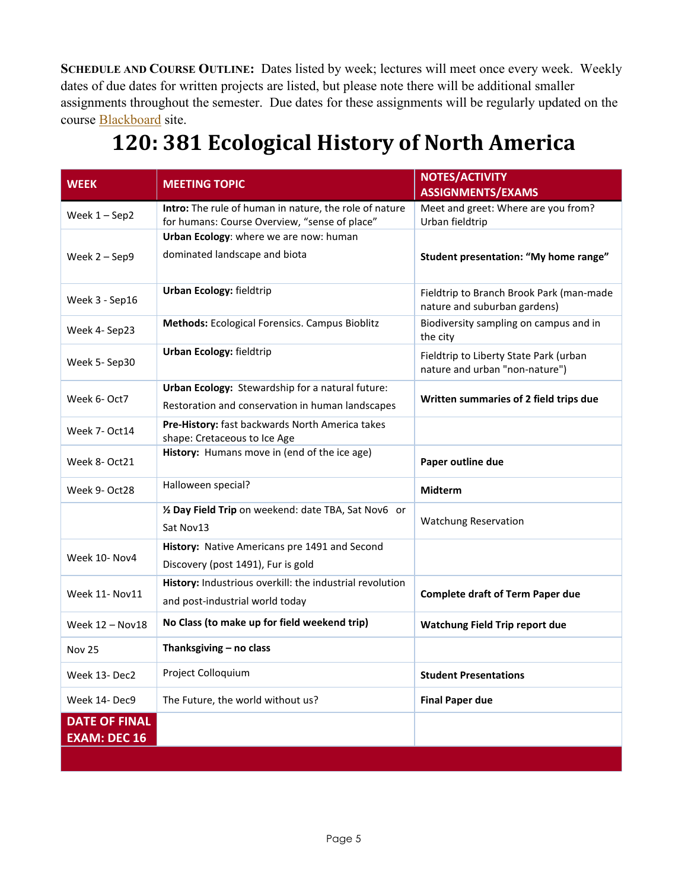**Schedule and Course Outline:** Dates listed by week; lectures will meet once every week. Weekly dates of due dates for written projects are listed, but please note there will be additional smaller assignments throughout the semester. Due dates for these assignments will be regularly updated on the course Blackboard site.

# 120: 381 Ecological History of North America

| WEEK | MEETING TOPIC | NOTES/ACTIVITY ASSIGNMENTS/EXAMS |
|---|---|---|
| Week 1 – Sep2 | **Intro:** The rule of human in nature, the role of nature for humans: Course Overview, "sense of place" | Meet and greet: Where are you from? Urban fieldtrip |
| Week 2 – Sep9 | **Urban Ecology**: where we are now: human dominated landscape and biota | **Student presentation: "My home range"** |
| Week 3 - Sep16 | **Urban Ecology:** fieldtrip | Fieldtrip to Branch Brook Park (man-made nature and suburban gardens) |
| Week 4- Sep23 | **Methods:** Ecological Forensics. Campus Bioblitz | Biodiversity sampling on campus and in the city |
| Week 5- Sep30 | **Urban Ecology:** fieldtrip | Fieldtrip to Liberty State Park (urban nature and urban "non-nature") |
| Week 6- Oct7 | **Urban Ecology:** Stewardship for a natural future: Restoration and conservation in human landscapes | **Written summaries of 2 field trips due** |
| Week 7- Oct14 | **Pre-History:** fast backwards North America takes shape: Cretaceous to Ice Age | |
| Week 8- Oct21 | **History:** Humans move in (end of the ice age) | **Paper outline due** |
| Week 9- Oct28 | Halloween special? | **Midterm** |
| | **½ Day Field Trip** on weekend: date TBA, Sat Nov6 or Sat Nov13 | Watchung Reservation |
| Week 10- Nov4 | **History:** Native Americans pre 1491 and Second Discovery (post 1491), Fur is gold | |
| Week 11- Nov11 | **History:** Industrious overkill: the industrial revolution and post-industrial world today | **Complete draft of Term Paper due** |
| Week 12 – Nov18 | **No Class (to make up for field weekend trip)** | **Watchung Field Trip report due** |
| Nov 25 | **Thanksgiving – no class** | |
| Week 13- Dec2 | Project Colloquium | **Student Presentations** |
| Week 14- Dec9 | The Future, the world without us? | **Final Paper due** |
| **DATE OF FINAL EXAM: DEC 16** | | |